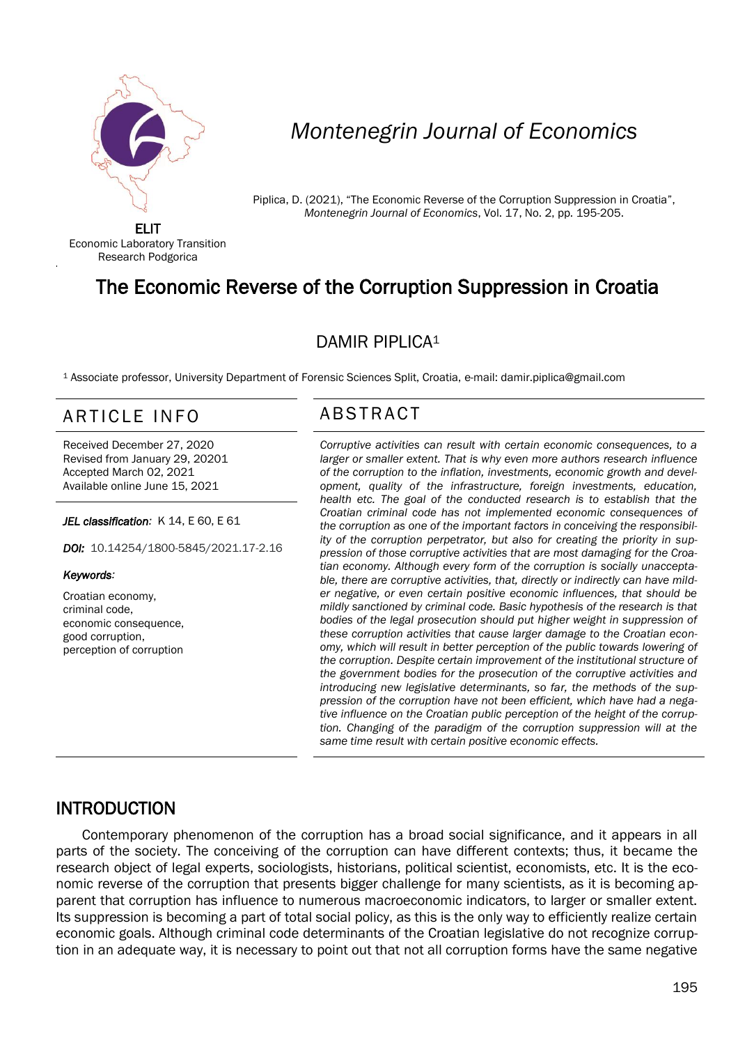ELIT
Economic Laboratory Transition Research Podgorica

*Montenegrin Journal of Economics*

Piplica, D. (2021), "The Economic Reverse of the Corruption Suppression in Croatia", *Montenegrin Journal of Economics*, Vol. 17, No. 2, pp. 195-205.

# The Economic Reverse of the Corruption Suppression in Croatia

DAMIR PIPLICA[1]

[1] Associate professor, University Department of Forensic Sciences Split, Croatia, e-mail: damir.piplica@gmail.com

## ARTICLE INFO

Received December 27, 2020
Revised from January 29, 20201
Accepted March 02, 2021
Available online June 15, 2021

***JEL classification:*** K 14, E 60, E 61

***DOI:*** 10.14254/1800-5845/2021.17-2.16

***Keywords:***

Croatian economy,
criminal code,
economic consequence,
good corruption,
perception of corruption

## ABSTRACT

*Corruptive activities can result with certain economic consequences, to a larger or smaller extent. That is why even more authors research influence of the corruption to the inflation, investments, economic growth and development, quality of the infrastructure, foreign investments, education, health etc. The goal of the conducted research is to establish that the Croatian criminal code has not implemented economic consequences of the corruption as one of the important factors in conceiving the responsibility of the corruption perpetrator, but also for creating the priority in suppression of those corruptive activities that are most damaging for the Croatian economy. Although every form of the corruption is socially unacceptable, there are corruptive activities, that, directly or indirectly can have milder negative, or even certain positive economic influences, that should be mildly sanctioned by criminal code. Basic hypothesis of the research is that bodies of the legal prosecution should put higher weight in suppression of these corruption activities that cause larger damage to the Croatian economy, which will result in better perception of the public towards lowering of the corruption. Despite certain improvement of the institutional structure of the government bodies for the prosecution of the corruptive activities and introducing new legislative determinants, so far, the methods of the suppression of the corruption have not been efficient, which have had a negative influence on the Croatian public perception of the height of the corruption. Changing of the paradigm of the corruption suppression will at the same time result with certain positive economic effects.*

## INTRODUCTION

Contemporary phenomenon of the corruption has a broad social significance, and it appears in all parts of the society. The conceiving of the corruption can have different contexts; thus, it became the research object of legal experts, sociologists, historians, political scientist, economists, etc. It is the economic reverse of the corruption that presents bigger challenge for many scientists, as it is becoming apparent that corruption has influence to numerous macroeconomic indicators, to larger or smaller extent. Its suppression is becoming a part of total social policy, as this is the only way to efficiently realize certain economic goals. Although criminal code determinants of the Croatian legislative do not recognize corruption in an adequate way, it is necessary to point out that not all corruption forms have the same negative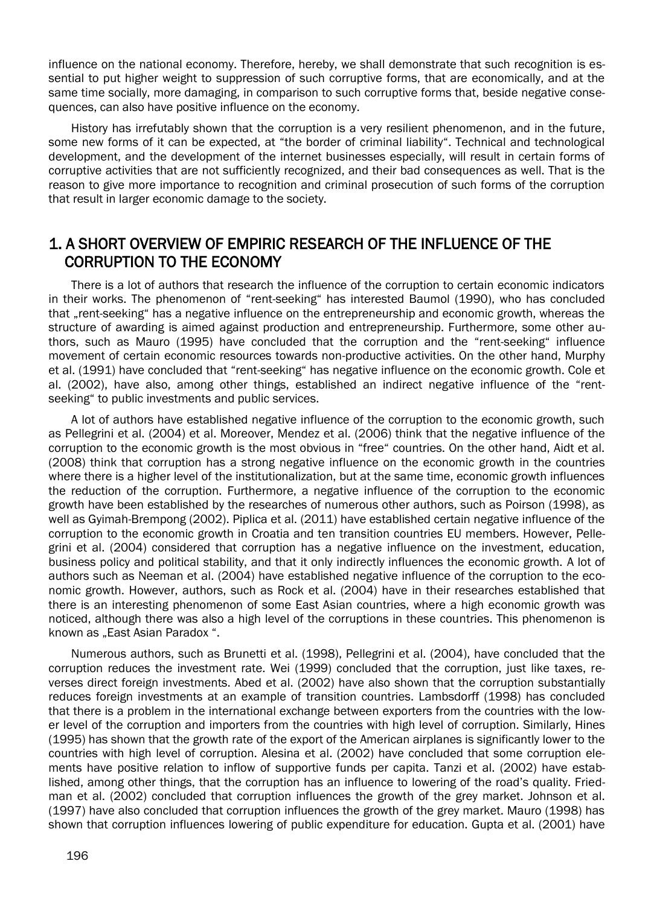influence on the national economy. Therefore, hereby, we shall demonstrate that such recognition is essential to put higher weight to suppression of such corruptive forms, that are economically, and at the same time socially, more damaging, in comparison to such corruptive forms that, beside negative consequences, can also have positive influence on the economy.

History has irrefutably shown that the corruption is a very resilient phenomenon, and in the future, some new forms of it can be expected, at "the border of criminal liability". Technical and technological development, and the development of the internet businesses especially, will result in certain forms of corruptive activities that are not sufficiently recognized, and their bad consequences as well. That is the reason to give more importance to recognition and criminal prosecution of such forms of the corruption that result in larger economic damage to the society.

## 1. A SHORT OVERVIEW OF EMPIRIC RESEARCH OF THE INFLUENCE OF THE CORRUPTION TO THE ECONOMY

There is a lot of authors that research the influence of the corruption to certain economic indicators in their works. The phenomenon of "rent-seeking" has interested Baumol (1990), who has concluded that „rent-seeking" has a negative influence on the entrepreneurship and economic growth, whereas the structure of awarding is aimed against production and entrepreneurship. Furthermore, some other authors, such as Mauro (1995) have concluded that the corruption and the "rent-seeking" influence movement of certain economic resources towards non-productive activities. On the other hand, Murphy et al. (1991) have concluded that "rent-seeking" has negative influence on the economic growth. Cole et al. (2002), have also, among other things, established an indirect negative influence of the "rent-seeking" to public investments and public services.

A lot of authors have established negative influence of the corruption to the economic growth, such as Pellegrini et al. (2004) et al. Moreover, Mendez et al. (2006) think that the negative influence of the corruption to the economic growth is the most obvious in "free" countries. On the other hand, Aidt et al. (2008) think that corruption has a strong negative influence on the economic growth in the countries where there is a higher level of the institutionalization, but at the same time, economic growth influences the reduction of the corruption. Furthermore, a negative influence of the corruption to the economic growth have been established by the researches of numerous other authors, such as Poirson (1998), as well as Gyimah-Brempong (2002). Piplica et al. (2011) have established certain negative influence of the corruption to the economic growth in Croatia and ten transition countries EU members. However, Pellegrini et al. (2004) considered that corruption has a negative influence on the investment, education, business policy and political stability, and that it only indirectly influences the economic growth. A lot of authors such as Neeman et al. (2004) have established negative influence of the corruption to the economic growth. However, authors, such as Rock et al. (2004) have in their researches established that there is an interesting phenomenon of some East Asian countries, where a high economic growth was noticed, although there was also a high level of the corruptions in these countries. This phenomenon is known as „East Asian Paradox ".

Numerous authors, such as Brunetti et al. (1998), Pellegrini et al. (2004), have concluded that the corruption reduces the investment rate. Wei (1999) concluded that the corruption, just like taxes, reverses direct foreign investments. Abed et al. (2002) have also shown that the corruption substantially reduces foreign investments at an example of transition countries. Lambsdorff (1998) has concluded that there is a problem in the international exchange between exporters from the countries with the lower level of the corruption and importers from the countries with high level of corruption. Similarly, Hines (1995) has shown that the growth rate of the export of the American airplanes is significantly lower to the countries with high level of corruption. Alesina et al. (2002) have concluded that some corruption elements have positive relation to inflow of supportive funds per capita. Tanzi et al. (2002) have established, among other things, that the corruption has an influence to lowering of the road's quality. Friedman et al. (2002) concluded that corruption influences the growth of the grey market. Johnson et al. (1997) have also concluded that corruption influences the growth of the grey market. Mauro (1998) has shown that corruption influences lowering of public expenditure for education. Gupta et al. (2001) have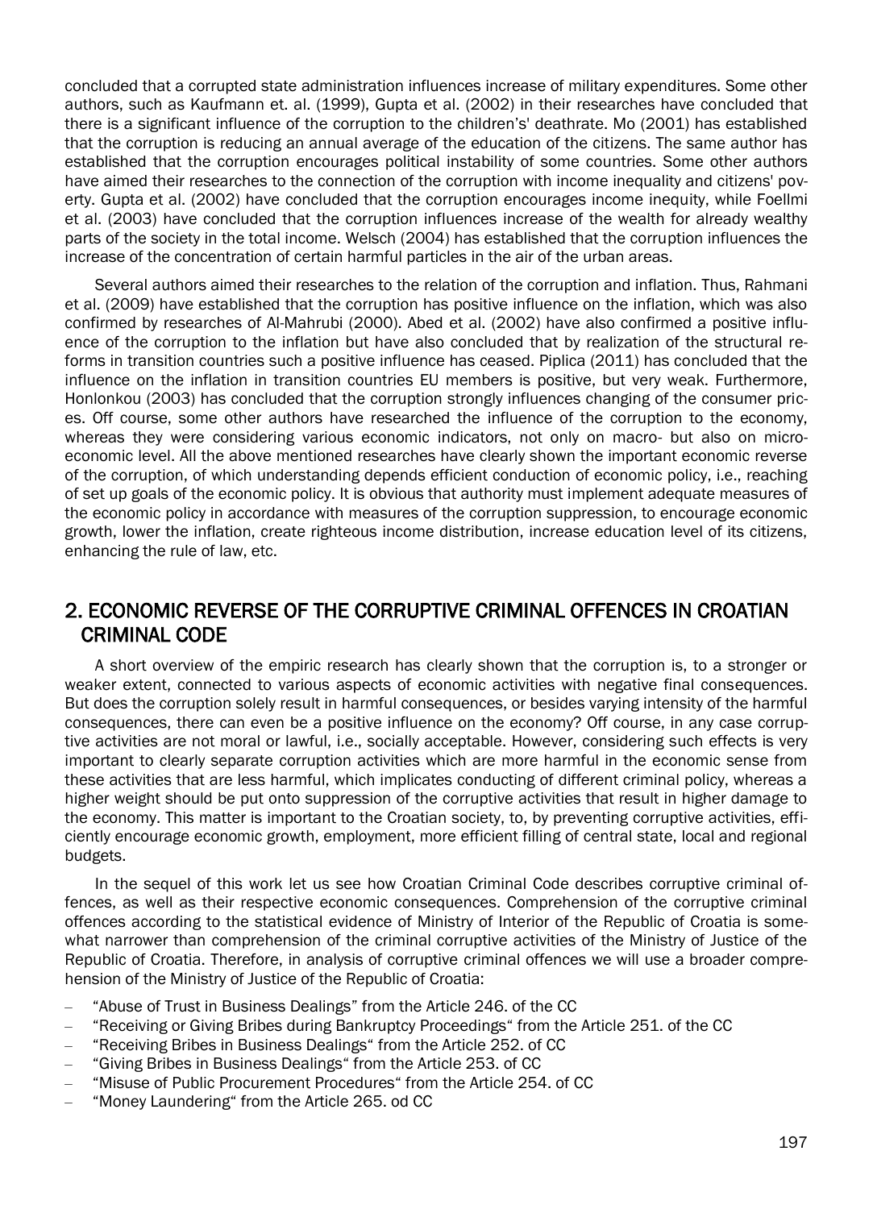concluded that a corrupted state administration influences increase of military expenditures. Some other authors, such as Kaufmann et. al. (1999), Gupta et al. (2002) in their researches have concluded that there is a significant influence of the corruption to the children's' deathrate. Mo (2001) has established that the corruption is reducing an annual average of the education of the citizens. The same author has established that the corruption encourages political instability of some countries. Some other authors have aimed their researches to the connection of the corruption with income inequality and citizens' poverty. Gupta et al. (2002) have concluded that the corruption encourages income inequity, while Foellmi et al. (2003) have concluded that the corruption influences increase of the wealth for already wealthy parts of the society in the total income. Welsch (2004) has established that the corruption influences the increase of the concentration of certain harmful particles in the air of the urban areas.

Several authors aimed their researches to the relation of the corruption and inflation. Thus, Rahmani et al. (2009) have established that the corruption has positive influence on the inflation, which was also confirmed by researches of Al-Mahrubi (2000). Abed et al. (2002) have also confirmed a positive influence of the corruption to the inflation but have also concluded that by realization of the structural reforms in transition countries such a positive influence has ceased. Piplica (2011) has concluded that the influence on the inflation in transition countries EU members is positive, but very weak. Furthermore, Honlonkou (2003) has concluded that the corruption strongly influences changing of the consumer prices. Off course, some other authors have researched the influence of the corruption to the economy, whereas they were considering various economic indicators, not only on macro- but also on microeconomic level. All the above mentioned researches have clearly shown the important economic reverse of the corruption, of which understanding depends efficient conduction of economic policy, i.e., reaching of set up goals of the economic policy. It is obvious that authority must implement adequate measures of the economic policy in accordance with measures of the corruption suppression, to encourage economic growth, lower the inflation, create righteous income distribution, increase education level of its citizens, enhancing the rule of law, etc.

## 2. ECONOMIC REVERSE OF THE CORRUPTIVE CRIMINAL OFFENCES IN CROATIAN CRIMINAL CODE

A short overview of the empiric research has clearly shown that the corruption is, to a stronger or weaker extent, connected to various aspects of economic activities with negative final consequences. But does the corruption solely result in harmful consequences, or besides varying intensity of the harmful consequences, there can even be a positive influence on the economy? Off course, in any case corruptive activities are not moral or lawful, i.e., socially acceptable. However, considering such effects is very important to clearly separate corruption activities which are more harmful in the economic sense from these activities that are less harmful, which implicates conducting of different criminal policy, whereas a higher weight should be put onto suppression of the corruptive activities that result in higher damage to the economy. This matter is important to the Croatian society, to, by preventing corruptive activities, efficiently encourage economic growth, employment, more efficient filling of central state, local and regional budgets.

In the sequel of this work let us see how Croatian Criminal Code describes corruptive criminal offences, as well as their respective economic consequences. Comprehension of the corruptive criminal offences according to the statistical evidence of Ministry of Interior of the Republic of Croatia is somewhat narrower than comprehension of the criminal corruptive activities of the Ministry of Justice of the Republic of Croatia. Therefore, in analysis of corruptive criminal offences we will use a broader comprehension of the Ministry of Justice of the Republic of Croatia:

- "Abuse of Trust in Business Dealings" from the Article 246. of the CC
- "Receiving or Giving Bribes during Bankruptcy Proceedings" from the Article 251. of the CC
- "Receiving Bribes in Business Dealings" from the Article 252. of CC
- "Giving Bribes in Business Dealings" from the Article 253. of CC
- "Misuse of Public Procurement Procedures" from the Article 254. of CC
- "Money Laundering" from the Article 265. od CC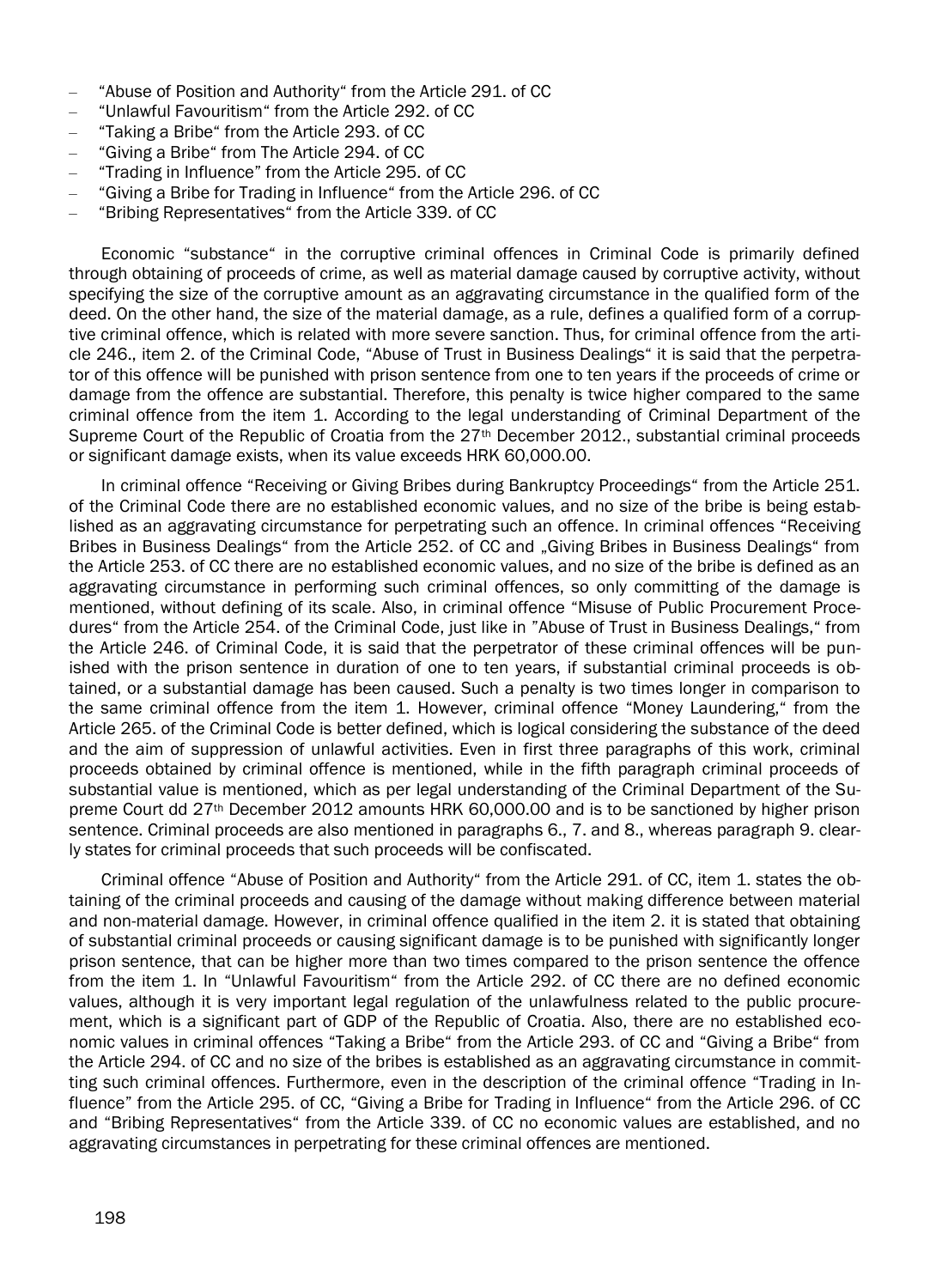- "Abuse of Position and Authority" from the Article 291. of CC
- "Unlawful Favouritism" from the Article 292. of CC
- "Taking a Bribe" from the Article 293. of CC
- "Giving a Bribe" from The Article 294. of CC
- "Trading in Influence" from the Article 295. of CC
- "Giving a Bribe for Trading in Influence" from the Article 296. of CC
- "Bribing Representatives" from the Article 339. of CC

Economic "substance" in the corruptive criminal offences in Criminal Code is primarily defined through obtaining of proceeds of crime, as well as material damage caused by corruptive activity, without specifying the size of the corruptive amount as an aggravating circumstance in the qualified form of the deed. On the other hand, the size of the material damage, as a rule, defines a qualified form of a corruptive criminal offence, which is related with more severe sanction. Thus, for criminal offence from the article 246., item 2. of the Criminal Code, "Abuse of Trust in Business Dealings" it is said that the perpetrator of this offence will be punished with prison sentence from one to ten years if the proceeds of crime or damage from the offence are substantial. Therefore, this penalty is twice higher compared to the same criminal offence from the item 1. According to the legal understanding of Criminal Department of the Supreme Court of the Republic of Croatia from the 27th December 2012., substantial criminal proceeds or significant damage exists, when its value exceeds HRK 60,000.00.

In criminal offence "Receiving or Giving Bribes during Bankruptcy Proceedings" from the Article 251. of the Criminal Code there are no established economic values, and no size of the bribe is being established as an aggravating circumstance for perpetrating such an offence. In criminal offences "Receiving Bribes in Business Dealings" from the Article 252. of CC and „Giving Bribes in Business Dealings" from the Article 253. of CC there are no established economic values, and no size of the bribe is defined as an aggravating circumstance in performing such criminal offences, so only committing of the damage is mentioned, without defining of its scale. Also, in criminal offence "Misuse of Public Procurement Procedures" from the Article 254. of the Criminal Code, just like in "Abuse of Trust in Business Dealings," from the Article 246. of Criminal Code, it is said that the perpetrator of these criminal offences will be punished with the prison sentence in duration of one to ten years, if substantial criminal proceeds is obtained, or a substantial damage has been caused. Such a penalty is two times longer in comparison to the same criminal offence from the item 1. However, criminal offence "Money Laundering," from the Article 265. of the Criminal Code is better defined, which is logical considering the substance of the deed and the aim of suppression of unlawful activities. Even in first three paragraphs of this work, criminal proceeds obtained by criminal offence is mentioned, while in the fifth paragraph criminal proceeds of substantial value is mentioned, which as per legal understanding of the Criminal Department of the Supreme Court dd 27th December 2012 amounts HRK 60,000.00 and is to be sanctioned by higher prison sentence. Criminal proceeds are also mentioned in paragraphs 6., 7. and 8., whereas paragraph 9. clearly states for criminal proceeds that such proceeds will be confiscated.

Criminal offence "Abuse of Position and Authority" from the Article 291. of CC, item 1. states the obtaining of the criminal proceeds and causing of the damage without making difference between material and non-material damage. However, in criminal offence qualified in the item 2. it is stated that obtaining of substantial criminal proceeds or causing significant damage is to be punished with significantly longer prison sentence, that can be higher more than two times compared to the prison sentence the offence from the item 1. In "Unlawful Favouritism" from the Article 292. of CC there are no defined economic values, although it is very important legal regulation of the unlawfulness related to the public procurement, which is a significant part of GDP of the Republic of Croatia. Also, there are no established economic values in criminal offences "Taking a Bribe" from the Article 293. of CC and "Giving a Bribe" from the Article 294. of CC and no size of the bribes is established as an aggravating circumstance in committing such criminal offences. Furthermore, even in the description of the criminal offence "Trading in Influence" from the Article 295. of CC, "Giving a Bribe for Trading in Influence" from the Article 296. of CC and "Bribing Representatives" from the Article 339. of CC no economic values are established, and no aggravating circumstances in perpetrating for these criminal offences are mentioned.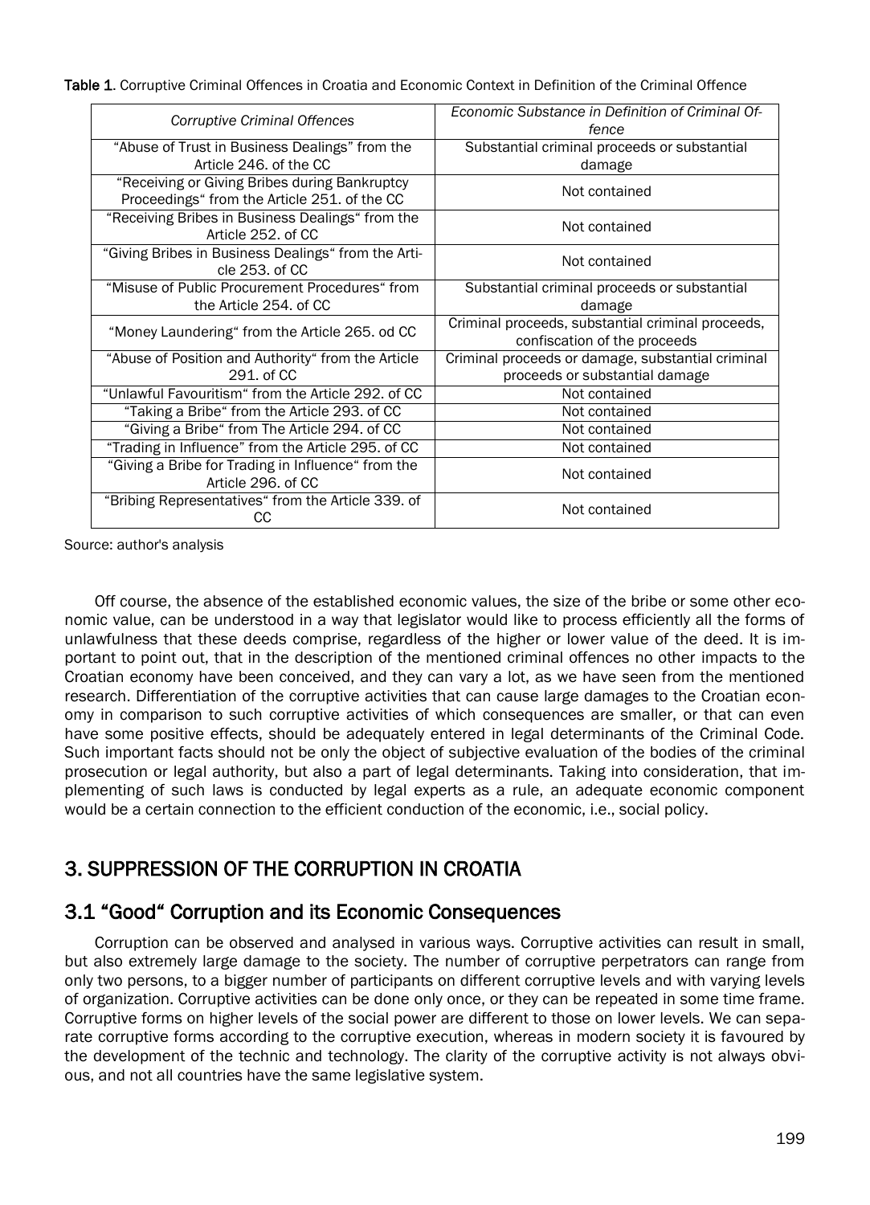**Table 1**. Corruptive Criminal Offences in Croatia and Economic Context in Definition of the Criminal Offence

| *Corruptive Criminal Offences* | *Economic Substance in Definition of Criminal Offence* |
|---|---|
| "Abuse of Trust in Business Dealings" from the Article 246. of the CC | Substantial criminal proceeds or substantial damage |
| "Receiving or Giving Bribes during Bankruptcy Proceedings" from the Article 251. of the CC | Not contained |
| "Receiving Bribes in Business Dealings" from the Article 252. of CC | Not contained |
| "Giving Bribes in Business Dealings" from the Article 253. of CC | Not contained |
| "Misuse of Public Procurement Procedures" from the Article 254. of CC | Substantial criminal proceeds or substantial damage |
| "Money Laundering" from the Article 265. od CC | Criminal proceeds, substantial criminal proceeds, confiscation of the proceeds |
| "Abuse of Position and Authority" from the Article 291. of CC | Criminal proceeds or damage, substantial criminal proceeds or substantial damage |
| "Unlawful Favouritism" from the Article 292. of CC | Not contained |
| "Taking a Bribe" from the Article 293. of CC | Not contained |
| "Giving a Bribe" from The Article 294. of CC | Not contained |
| "Trading in Influence" from the Article 295. of CC | Not contained |
| "Giving a Bribe for Trading in Influence" from the Article 296. of CC | Not contained |
| "Bribing Representatives" from the Article 339. of CC | Not contained |

Source: author's analysis

Off course, the absence of the established economic values, the size of the bribe or some other economic value, can be understood in a way that legislator would like to process efficiently all the forms of unlawfulness that these deeds comprise, regardless of the higher or lower value of the deed. It is important to point out, that in the description of the mentioned criminal offences no other impacts to the Croatian economy have been conceived, and they can vary a lot, as we have seen from the mentioned research. Differentiation of the corruptive activities that can cause large damages to the Croatian economy in comparison to such corruptive activities of which consequences are smaller, or that can even have some positive effects, should be adequately entered in legal determinants of the Criminal Code. Such important facts should not be only the object of subjective evaluation of the bodies of the criminal prosecution or legal authority, but also a part of legal determinants. Taking into consideration, that implementing of such laws is conducted by legal experts as a rule, an adequate economic component would be a certain connection to the efficient conduction of the economic, i.e., social policy.

## 3. SUPPRESSION OF THE CORRUPTION IN CROATIA

### 3.1 "Good" Corruption and its Economic Consequences

Corruption can be observed and analysed in various ways. Corruptive activities can result in small, but also extremely large damage to the society. The number of corruptive perpetrators can range from only two persons, to a bigger number of participants on different corruptive levels and with varying levels of organization. Corruptive activities can be done only once, or they can be repeated in some time frame. Corruptive forms on higher levels of the social power are different to those on lower levels. We can separate corruptive forms according to the corruptive execution, whereas in modern society it is favoured by the development of the technic and technology. The clarity of the corruptive activity is not always obvious, and not all countries have the same legislative system.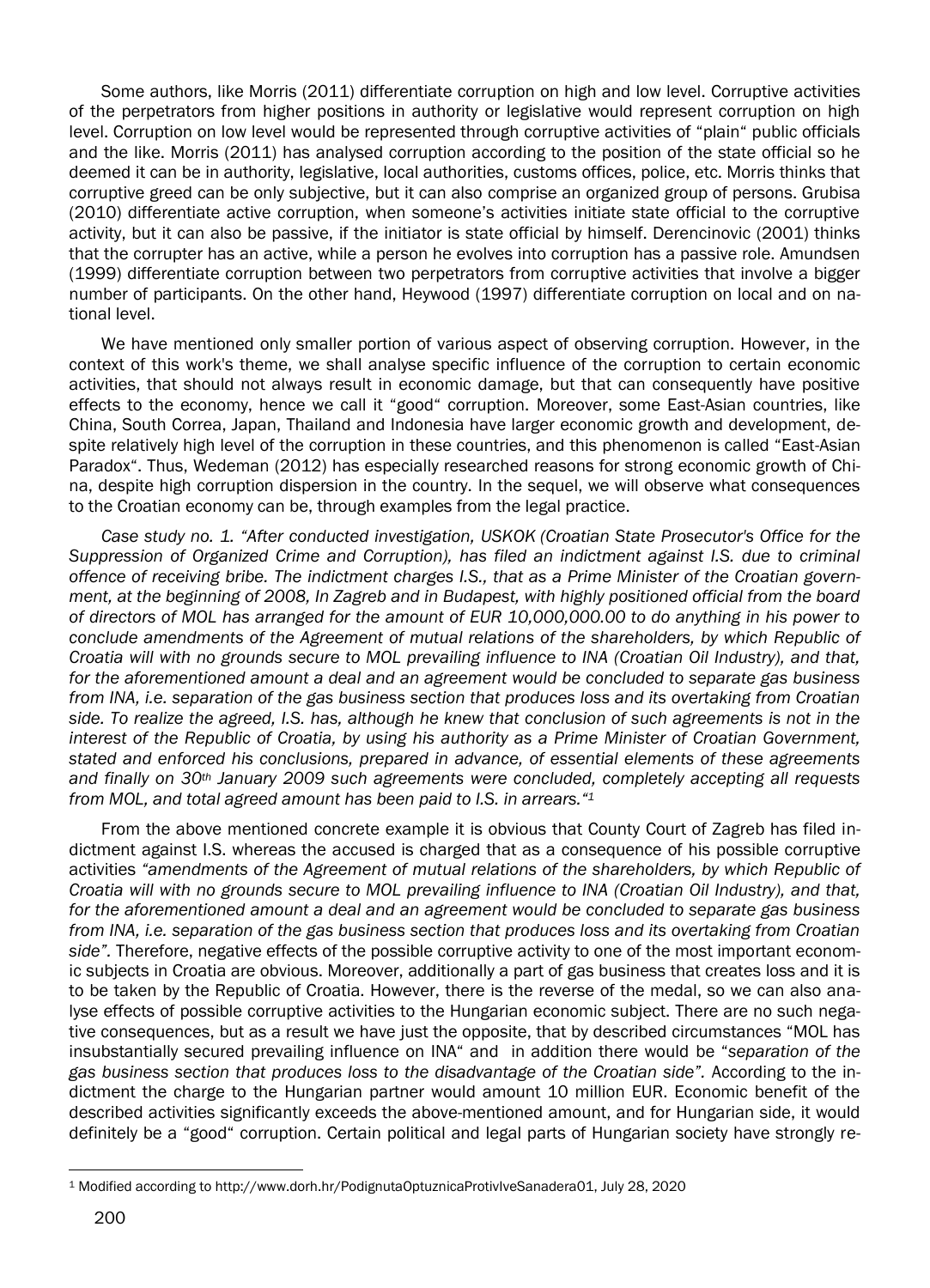Some authors, like Morris (2011) differentiate corruption on high and low level. Corruptive activities of the perpetrators from higher positions in authority or legislative would represent corruption on high level. Corruption on low level would be represented through corruptive activities of "plain" public officials and the like. Morris (2011) has analysed corruption according to the position of the state official so he deemed it can be in authority, legislative, local authorities, customs offices, police, etc. Morris thinks that corruptive greed can be only subjective, but it can also comprise an organized group of persons. Grubisa (2010) differentiate active corruption, when someone's activities initiate state official to the corruptive activity, but it can also be passive, if the initiator is state official by himself. Derencinovic (2001) thinks that the corrupter has an active, while a person he evolves into corruption has a passive role. Amundsen (1999) differentiate corruption between two perpetrators from corruptive activities that involve a bigger number of participants. On the other hand, Heywood (1997) differentiate corruption on local and on national level.

We have mentioned only smaller portion of various aspect of observing corruption. However, in the context of this work's theme, we shall analyse specific influence of the corruption to certain economic activities, that should not always result in economic damage, but that can consequently have positive effects to the economy, hence we call it "good" corruption. Moreover, some East-Asian countries, like China, South Correa, Japan, Thailand and Indonesia have larger economic growth and development, despite relatively high level of the corruption in these countries, and this phenomenon is called "East-Asian Paradox". Thus, Wedeman (2012) has especially researched reasons for strong economic growth of China, despite high corruption dispersion in the country. In the sequel, we will observe what consequences to the Croatian economy can be, through examples from the legal practice.

*Case study no. 1. "After conducted investigation, USKOK (Croatian State Prosecutor's Office for the Suppression of Organized Crime and Corruption), has filed an indictment against I.S. due to criminal offence of receiving bribe. The indictment charges I.S., that as a Prime Minister of the Croatian government, at the beginning of 2008, In Zagreb and in Budapest, with highly positioned official from the board of directors of MOL has arranged for the amount of EUR 10,000,000.00 to do anything in his power to conclude amendments of the Agreement of mutual relations of the shareholders, by which Republic of Croatia will with no grounds secure to MOL prevailing influence to INA (Croatian Oil Industry), and that, for the aforementioned amount a deal and an agreement would be concluded to separate gas business from INA, i.e. separation of the gas business section that produces loss and its overtaking from Croatian side. To realize the agreed, I.S. has, although he knew that conclusion of such agreements is not in the interest of the Republic of Croatia, by using his authority as a Prime Minister of Croatian Government, stated and enforced his conclusions, prepared in advance, of essential elements of these agreements and finally on 30th January 2009 such agreements were concluded, completely accepting all requests from MOL, and total agreed amount has been paid to I.S. in arrears."*[1]

From the above mentioned concrete example it is obvious that County Court of Zagreb has filed indictment against I.S. whereas the accused is charged that as a consequence of his possible corruptive activities *"amendments of the Agreement of mutual relations of the shareholders, by which Republic of Croatia will with no grounds secure to MOL prevailing influence to INA (Croatian Oil Industry), and that, for the aforementioned amount a deal and an agreement would be concluded to separate gas business from INA, i.e. separation of the gas business section that produces loss and its overtaking from Croatian side"*. Therefore, negative effects of the possible corruptive activity to one of the most important economic subjects in Croatia are obvious. Moreover, additionally a part of gas business that creates loss and it is to be taken by the Republic of Croatia. However, there is the reverse of the medal, so we can also analyse effects of possible corruptive activities to the Hungarian economic subject. There are no such negative consequences, but as a result we have just the opposite, that by described circumstances "MOL has insubstantially secured prevailing influence on INA" and in addition there would be "*separation of the gas business section that produces loss to the disadvantage of the Croatian side*". According to the indictment the charge to the Hungarian partner would amount 10 million EUR. Economic benefit of the described activities significantly exceeds the above-mentioned amount, and for Hungarian side, it would definitely be a "good" corruption. Certain political and legal parts of Hungarian society have strongly re-

[1] Modified according to http://www.dorh.hr/PodignutaOptuznicaProtivIveSanadera01, July 28, 2020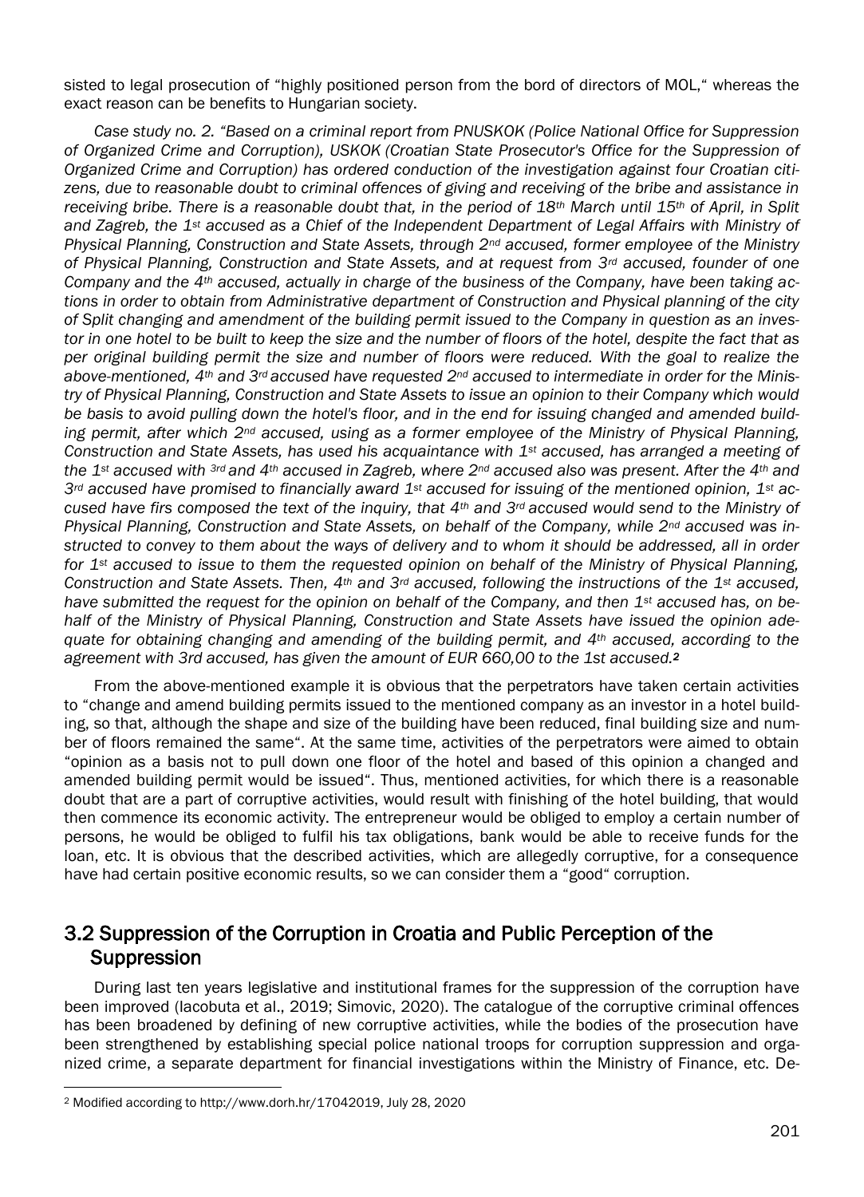sisted to legal prosecution of "highly positioned person from the bord of directors of MOL," whereas the exact reason can be benefits to Hungarian society.

*Case study no. 2. "Based on a criminal report from PNUSKOK (Police National Office for Suppression of Organized Crime and Corruption), USKOK (Croatian State Prosecutor's Office for the Suppression of Organized Crime and Corruption) has ordered conduction of the investigation against four Croatian citizens, due to reasonable doubt to criminal offences of giving and receiving of the bribe and assistance in receiving bribe. There is a reasonable doubt that, in the period of 18th March until 15th of April, in Split and Zagreb, the 1st accused as a Chief of the Independent Department of Legal Affairs with Ministry of Physical Planning, Construction and State Assets, through 2nd accused, former employee of the Ministry of Physical Planning, Construction and State Assets, and at request from 3rd accused, founder of one Company and the 4th accused, actually in charge of the business of the Company, have been taking actions in order to obtain from Administrative department of Construction and Physical planning of the city of Split changing and amendment of the building permit issued to the Company in question as an investor in one hotel to be built to keep the size and the number of floors of the hotel, despite the fact that as per original building permit the size and number of floors were reduced. With the goal to realize the above-mentioned, 4th and 3rd accused have requested 2nd accused to intermediate in order for the Ministry of Physical Planning, Construction and State Assets to issue an opinion to their Company which would be basis to avoid pulling down the hotel's floor, and in the end for issuing changed and amended building permit, after which 2nd accused, using as a former employee of the Ministry of Physical Planning, Construction and State Assets, has used his acquaintance with 1st accused, has arranged a meeting of the 1st accused with 3rd and 4th accused in Zagreb, where 2nd accused also was present. After the 4th and 3rd accused have promised to financially award 1st accused for issuing of the mentioned opinion, 1st accused have firs composed the text of the inquiry, that 4th and 3rd accused would send to the Ministry of Physical Planning, Construction and State Assets, on behalf of the Company, while 2nd accused was instructed to convey to them about the ways of delivery and to whom it should be addressed, all in order for 1st accused to issue to them the requested opinion on behalf of the Ministry of Physical Planning, Construction and State Assets. Then, 4th and 3rd accused, following the instructions of the 1st accused, have submitted the request for the opinion on behalf of the Company, and then 1st accused has, on behalf of the Ministry of Physical Planning, Construction and State Assets have issued the opinion adequate for obtaining changing and amending of the building permit, and 4th accused, according to the agreement with 3rd accused, has given the amount of EUR 660,00 to the 1st accused.*[2]

From the above-mentioned example it is obvious that the perpetrators have taken certain activities to "change and amend building permits issued to the mentioned company as an investor in a hotel building, so that, although the shape and size of the building have been reduced, final building size and number of floors remained the same". At the same time, activities of the perpetrators were aimed to obtain "opinion as a basis not to pull down one floor of the hotel and based of this opinion a changed and amended building permit would be issued". Thus, mentioned activities, for which there is a reasonable doubt that are a part of corruptive activities, would result with finishing of the hotel building, that would then commence its economic activity. The entrepreneur would be obliged to employ a certain number of persons, he would be obliged to fulfil his tax obligations, bank would be able to receive funds for the loan, etc. It is obvious that the described activities, which are allegedly corruptive, for a consequence have had certain positive economic results, so we can consider them a "good" corruption.

## 3.2 Suppression of the Corruption in Croatia and Public Perception of the Suppression

During last ten years legislative and institutional frames for the suppression of the corruption have been improved (Iacobuta et al., 2019; Simovic, 2020). The catalogue of the corruptive criminal offences has been broadened by defining of new corruptive activities, while the bodies of the prosecution have been strengthened by establishing special police national troops for corruption suppression and organized crime, a separate department for financial investigations within the Ministry of Finance, etc. De-

[2] Modified according to http://www.dorh.hr/17042019, July 28, 2020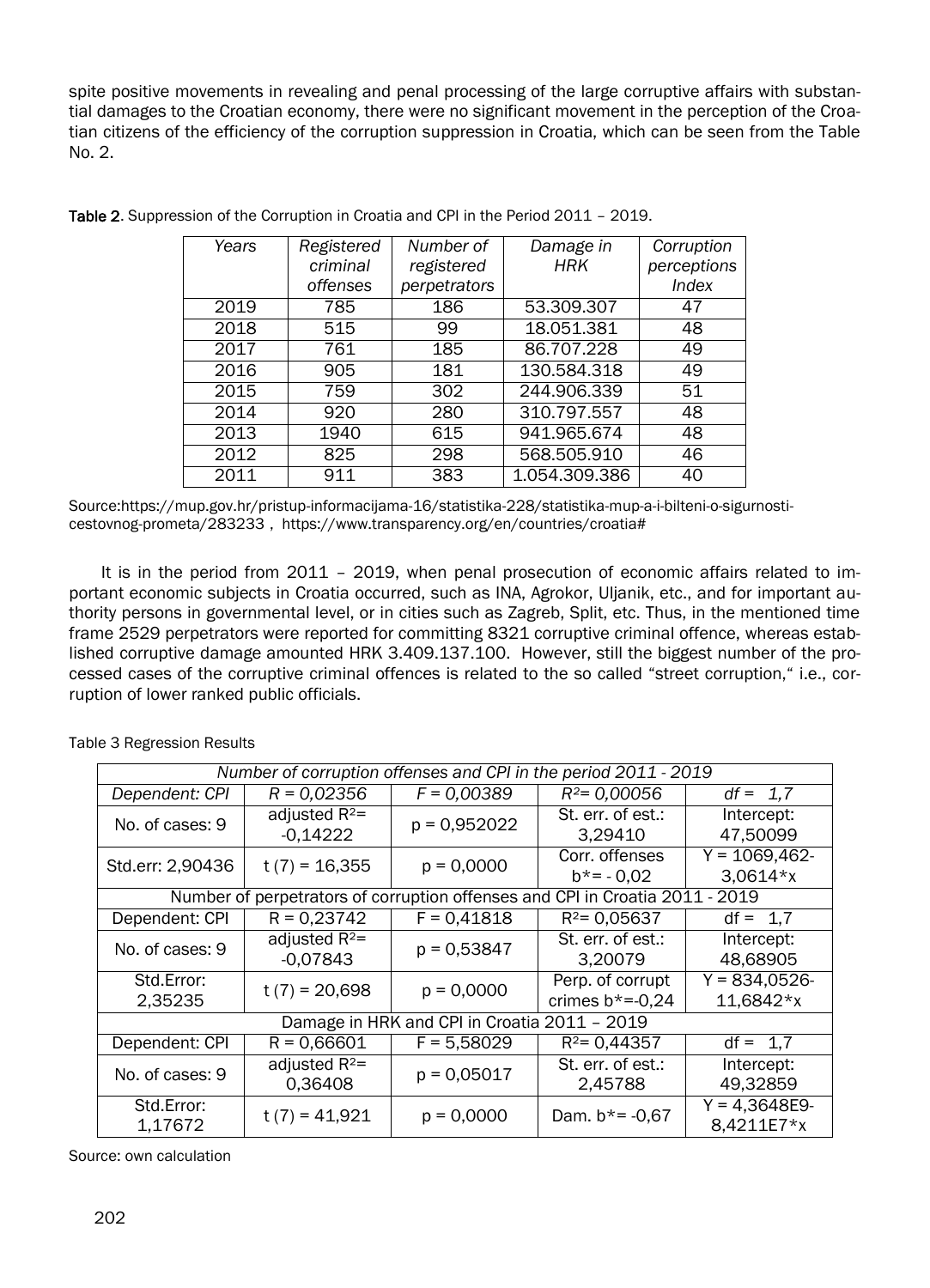spite positive movements in revealing and penal processing of the large corruptive affairs with substantial damages to the Croatian economy, there were no significant movement in the perception of the Croatian citizens of the efficiency of the corruption suppression in Croatia, which can be seen from the Table No. 2.

**Table 2**. Suppression of the Corruption in Croatia and CPI in the Period 2011 – 2019.

| *Years* | *Registered criminal offenses* | *Number of registered perpetrators* | *Damage in HRK* | *Corruption perceptions Index* |
|---|---|---|---|---|
| 2019 | 785 | 186 | 53.309.307 | 47 |
| 2018 | 515 | 99 | 18.051.381 | 48 |
| 2017 | 761 | 185 | 86.707.228 | 49 |
| 2016 | 905 | 181 | 130.584.318 | 49 |
| 2015 | 759 | 302 | 244.906.339 | 51 |
| 2014 | 920 | 280 | 310.797.557 | 48 |
| 2013 | 1940 | 615 | 941.965.674 | 48 |
| 2012 | 825 | 298 | 568.505.910 | 46 |
| 2011 | 911 | 383 | 1.054.309.386 | 40 |

Source:https://mup.gov.hr/pristup-informacijama-16/statistika-228/statistika-mup-a-i-bilteni-o-sigurnosti-cestovnog-prometa/283233 , https://www.transparency.org/en/countries/croatia#

It is in the period from 2011 – 2019, when penal prosecution of economic affairs related to important economic subjects in Croatia occurred, such as INA, Agrokor, Uljanik, etc., and for important authority persons in governmental level, or in cities such as Zagreb, Split, etc. Thus, in the mentioned time frame 2529 perpetrators were reported for committing 8321 corruptive criminal offence, whereas established corruptive damage amounted HRK 3.409.137.100. However, still the biggest number of the processed cases of the corruptive criminal offences is related to the so called "street corruption," i.e., corruption of lower ranked public officials.

Table 3 Regression Results

| *Number of corruption offenses and CPI in the period 2011 - 2019* | | | | |
|---|---|---|---|---|
| *Dependent: CPI* | *R = 0,02356* | *F = 0,00389* | *$R^2$= 0,00056* | *df = 1,7* |
| No. of cases: 9 | adjusted $R^2$= -0,14222 | p = 0,952022 | St. err. of est.: 3,29410 | Intercept: 47,50099 |
| Std.err: 2,90436 | t (7) = 16,355 | p = 0,0000 | Corr. offenses b*= - 0,02 | Y = 1069,462-3,0614*x |
| Number of perpetrators of corruption offenses and CPI in Croatia 2011 - 2019 | | | | |
| Dependent: CPI | R = 0,23742 | F = 0,41818 | $R^2$= 0,05637 | df = 1,7 |
| No. of cases: 9 | adjusted $R^2$= -0,07843 | p = 0,53847 | St. err. of est.: 3,20079 | Intercept: 48,68905 |
| Std.Error: 2,35235 | t (7) = 20,698 | p = 0,0000 | Perp. of corrupt crimes b*=-0,24 | Y = 834,0526-11,6842*x |
| Damage in HRK and CPI in Croatia 2011 – 2019 | | | | |
| Dependent: CPI | R = 0,66601 | F = 5,58029 | $R^2$= 0,44357 | df = 1,7 |
| No. of cases: 9 | adjusted $R^2$= 0,36408 | p = 0,05017 | St. err. of est.: 2,45788 | Intercept: 49,32859 |
| Std.Error: 1,17672 | t (7) = 41,921 | p = 0,0000 | Dam. b*= -0,67 | Y = 4,3648E9-8,4211E7*x |

Source: own calculation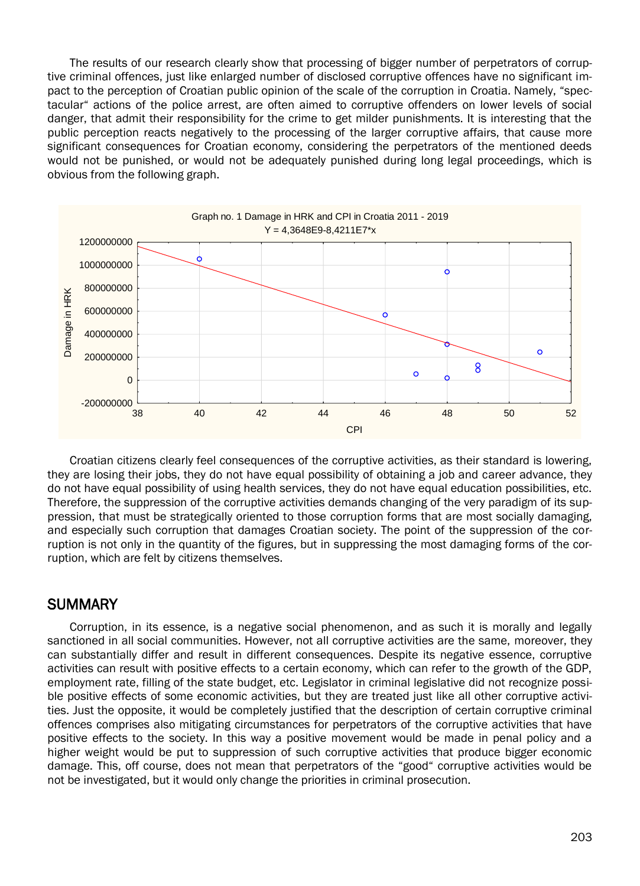The results of our research clearly show that processing of bigger number of perpetrators of corruptive criminal offences, just like enlarged number of disclosed corruptive offences have no significant impact to the perception of Croatian public opinion of the scale of the corruption in Croatia. Namely, "spectacular" actions of the police arrest, are often aimed to corruptive offenders on lower levels of social danger, that admit their responsibility for the crime to get milder punishments. It is interesting that the public perception reacts negatively to the processing of the larger corruptive affairs, that cause more significant consequences for Croatian economy, considering the perpetrators of the mentioned deeds would not be punished, or would not be adequately punished during long legal proceedings, which is obvious from the following graph.

Graph no. 1 Damage in HRK and CPI in Croatia 2011 - 2019
Y = 4,3648E9-8,4211E7*x

Croatian citizens clearly feel consequences of the corruptive activities, as their standard is lowering, they are losing their jobs, they do not have equal possibility of obtaining a job and career advance, they do not have equal possibility of using health services, they do not have equal education possibilities, etc. Therefore, the suppression of the corruptive activities demands changing of the very paradigm of its suppression, that must be strategically oriented to those corruption forms that are most socially damaging, and especially such corruption that damages Croatian society. The point of the suppression of the corruption is not only in the quantity of the figures, but in suppressing the most damaging forms of the corruption, which are felt by citizens themselves.

## SUMMARY

Corruption, in its essence, is a negative social phenomenon, and as such it is morally and legally sanctioned in all social communities. However, not all corruptive activities are the same, moreover, they can substantially differ and result in different consequences. Despite its negative essence, corruptive activities can result with positive effects to a certain economy, which can refer to the growth of the GDP, employment rate, filling of the state budget, etc. Legislator in criminal legislative did not recognize possible positive effects of some economic activities, but they are treated just like all other corruptive activities. Just the opposite, it would be completely justified that the description of certain corruptive criminal offences comprises also mitigating circumstances for perpetrators of the corruptive activities that have positive effects to the society. In this way a positive movement would be made in penal policy and a higher weight would be put to suppression of such corruptive activities that produce bigger economic damage. This, off course, does not mean that perpetrators of the "good" corruptive activities would be not be investigated, but it would only change the priorities in criminal prosecution.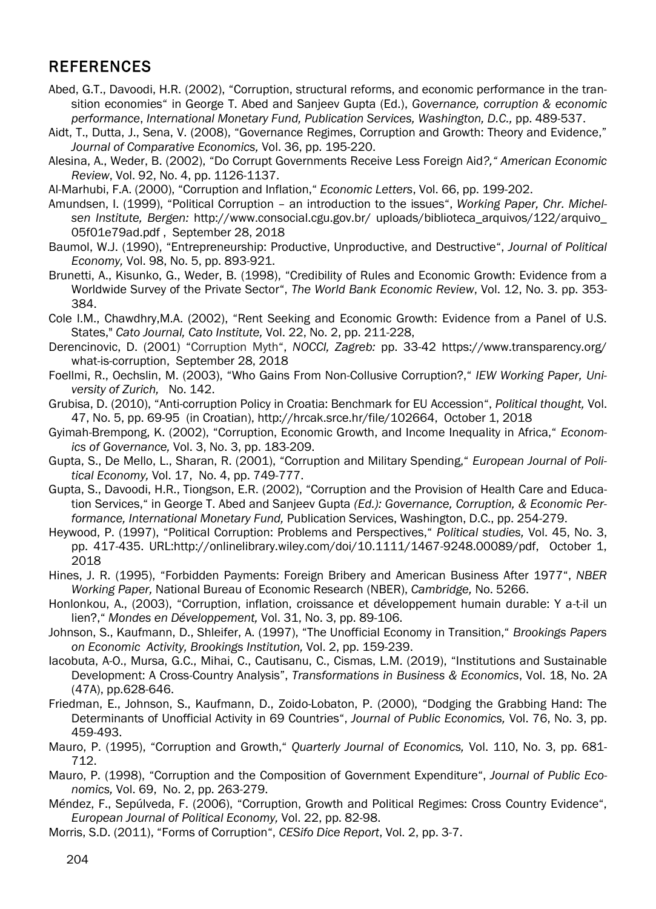## REFERENCES

Abed, G.T., Davoodi, H.R. (2002), "Corruption, structural reforms, and economic performance in the transition economies" in George T. Abed and Sanjeev Gupta (Ed.), *Governance, corruption & economic performance*, *International Monetary Fund, Publication Services, Washington, D.C.,* pp. 489-537.

Aidt, T., Dutta, J., Sena, V. (2008), "Governance Regimes, Corruption and Growth: Theory and Evidence," *Journal of Comparative Economics,* Vol. 36, pp. 195-220.

Alesina, A., Weder, B. (2002), "Do Corrupt Governments Receive Less Foreign Aid*?," American Economic Review*, Vol. 92, No. 4, pp. 1126-1137.

Al-Marhubi, F.A. (2000), "Corruption and Inflation," *Economic Letters*, Vol. 66, pp. 199-202.

Amundsen, I. (1999), "Political Corruption – an introduction to the issues", *Working Paper, Chr. Michelsen Institute, Bergen:* http://www.consocial.cgu.gov.br/ uploads/biblioteca_arquivos/122/arquivo_05f01e79ad.pdf , September 28, 2018

Baumol, W.J. (1990), "Entrepreneurship: Productive, Unproductive, and Destructive", *Journal of Political Economy,* Vol. 98, No. 5, pp. 893-921.

Brunetti, A., Kisunko, G., Weder, B. (1998), "Credibility of Rules and Economic Growth: Evidence from a Worldwide Survey of the Private Sector", *The World Bank Economic Review*, Vol. 12, No. 3. pp. 353-384.

Cole I.M., Chawdhry,M.A. (2002), "Rent Seeking and Economic Growth: Evidence from a Panel of U.S. States," *Cato Journal, Cato Institute,* Vol. 22, No. 2, pp. 211-228,

Derencinovic, D. (2001) "Corruption Myth", *NOCCI, Zagreb:* pp. 33-42 https://www.transparency.org/what-is-corruption, September 28, 2018

Foellmi, R., Oechslin, M. (2003), "Who Gains From Non-Collusive Corruption?," *IEW Working Paper, University of Zurich,* No. 142.

Grubisa, D. (2010), "Anti-corruption Policy in Croatia: Benchmark for EU Accession", *Political thought,* Vol. 47, No. 5, pp. 69-95 (in Croatian), http://hrcak.srce.hr/file/102664, October 1, 2018

Gyimah-Brempong, K. (2002), "Corruption, Economic Growth, and Income Inequality in Africa," *Economics of Governance,* Vol. 3, No. 3, pp. 183-209.

Gupta, S., De Mello, L., Sharan, R. (2001), "Corruption and Military Spending," *European Journal of Political Economy,* Vol. 17, No. 4, pp. 749-777.

Gupta, S., Davoodi, H.R., Tiongson, E.R. (2002), "Corruption and the Provision of Health Care and Education Services," in George T. Abed and Sanjeev Gupta *(Ed.): Governance, Corruption, & Economic Performance, International Monetary Fund,* Publication Services, Washington, D.C., pp. 254-279.

Heywood, P. (1997), "Political Corruption: Problems and Perspectives," *Political studies,* Vol. 45, No. 3, pp. 417-435. URL:http://onlinelibrary.wiley.com/doi/10.1111/1467-9248.00089/pdf, October 1, 2018

Hines, J. R. (1995), "Forbidden Payments: Foreign Bribery and American Business After 1977", *NBER Working Paper,* National Bureau of Economic Research (NBER), *Cambridge,* No. 5266.

Honlonkou, A., (2003), "Corruption, inflation, croissance et développement humain durable: Y a-t-il un lien?," *Mondes en Développement,* Vol. 31, No. 3, pp. 89-106.

Johnson, S., Kaufmann, D., Shleifer, A. (1997), "The Unofficial Economy in Transition," *Brookings Papers on Economic Activity, Brookings Institution,* Vol. 2, pp. 159-239.

Iacobuta, A-O., Mursa, G.C., Mihai, C., Cautisanu, C., Cismas, L.M. (2019), "Institutions and Sustainable Development: A Cross-Country Analysis", *Transformations in Business & Economics*, Vol. 18, No. 2A (47A), pp.628-646.

Friedman, E., Johnson, S., Kaufmann, D., Zoido-Lobaton, P. (2000), "Dodging the Grabbing Hand: The Determinants of Unofficial Activity in 69 Countries", *Journal of Public Economics,* Vol. 76, No. 3, pp. 459-493.

Mauro, P. (1995), "Corruption and Growth," *Quarterly Journal of Economics,* Vol. 110, No. 3, pp. 681-712.

Mauro, P. (1998), "Corruption and the Composition of Government Expenditure", *Journal of Public Economics,* Vol. 69, No. 2, pp. 263-279.

Méndez, F., Sepúlveda, F. (2006), "Corruption, Growth and Political Regimes: Cross Country Evidence", *European Journal of Political Economy,* Vol. 22, pp. 82-98.

Morris, S.D. (2011), "Forms of Corruption", *CESifo Dice Report*, Vol. 2, pp. 3-7.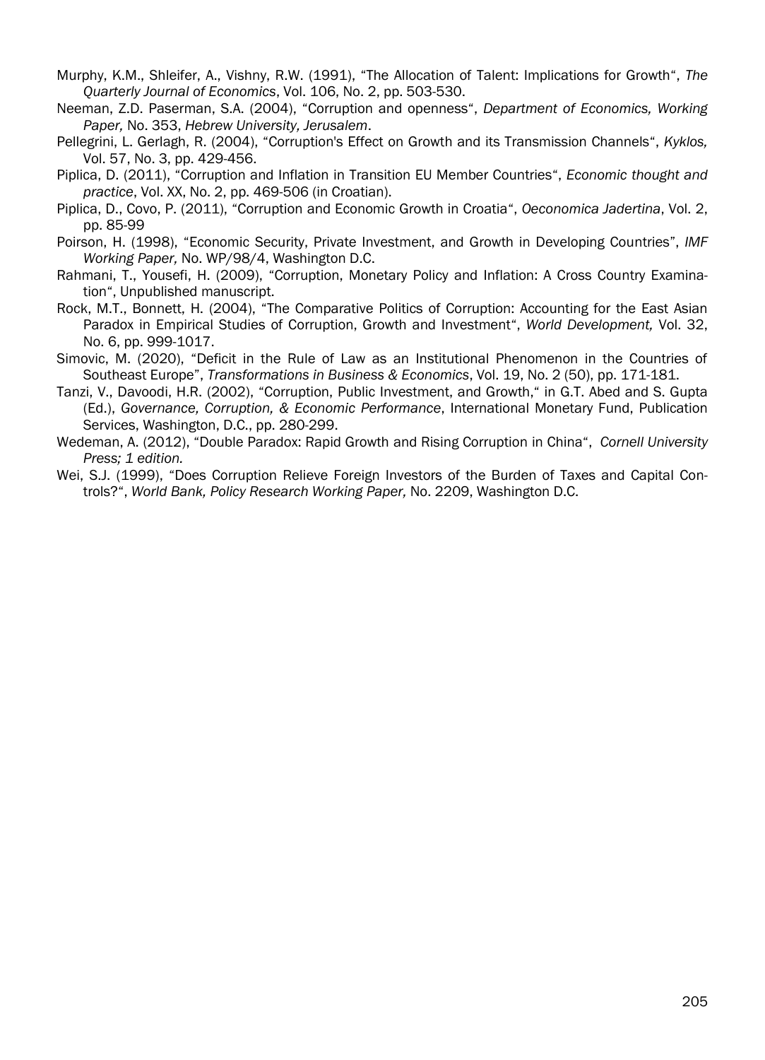Murphy, K.M., Shleifer, A., Vishny, R.W. (1991), "The Allocation of Talent: Implications for Growth", *The Quarterly Journal of Economics*, Vol. 106, No. 2, pp. 503-530.

Neeman, Z.D. Paserman, S.A. (2004), "Corruption and openness", *Department of Economics, Working Paper,* No. 353, *Hebrew University, Jerusalem*.

Pellegrini, L. Gerlagh, R. (2004), "Corruption's Effect on Growth and its Transmission Channels", *Kyklos,* Vol. 57, No. 3, pp. 429-456.

Piplica, D. (2011), "Corruption and Inflation in Transition EU Member Countries", *Economic thought and practice*, Vol. XX, No. 2, pp. 469-506 (in Croatian).

Piplica, D., Covo, P. (2011), "Corruption and Economic Growth in Croatia", *Oeconomica Jadertina*, Vol. 2, pp. 85-99

Poirson, H. (1998), "Economic Security, Private Investment, and Growth in Developing Countries", *IMF Working Paper,* No. WP/98/4, Washington D.C.

Rahmani, T., Yousefi, H. (2009), "Corruption, Monetary Policy and Inflation: A Cross Country Examination", Unpublished manuscript.

Rock, M.T., Bonnett, H. (2004), "The Comparative Politics of Corruption: Accounting for the East Asian Paradox in Empirical Studies of Corruption, Growth and Investment", *World Development,* Vol. 32, No. 6, pp. 999-1017.

Simovic, M. (2020), "Deficit in the Rule of Law as an Institutional Phenomenon in the Countries of Southeast Europe", *Transformations in Business & Economics*, Vol. 19, No. 2 (50), pp. 171-181.

Tanzi, V., Davoodi, H.R. (2002), "Corruption, Public Investment, and Growth," in G.T. Abed and S. Gupta (Ed.), *Governance, Corruption, & Economic Performance*, International Monetary Fund, Publication Services, Washington, D.C., pp. 280-299.

Wedeman, A. (2012), "Double Paradox: Rapid Growth and Rising Corruption in China", *Cornell University Press; 1 edition.*

Wei, S.J. (1999), "Does Corruption Relieve Foreign Investors of the Burden of Taxes and Capital Controls?", *World Bank, Policy Research Working Paper,* No. 2209, Washington D.C.